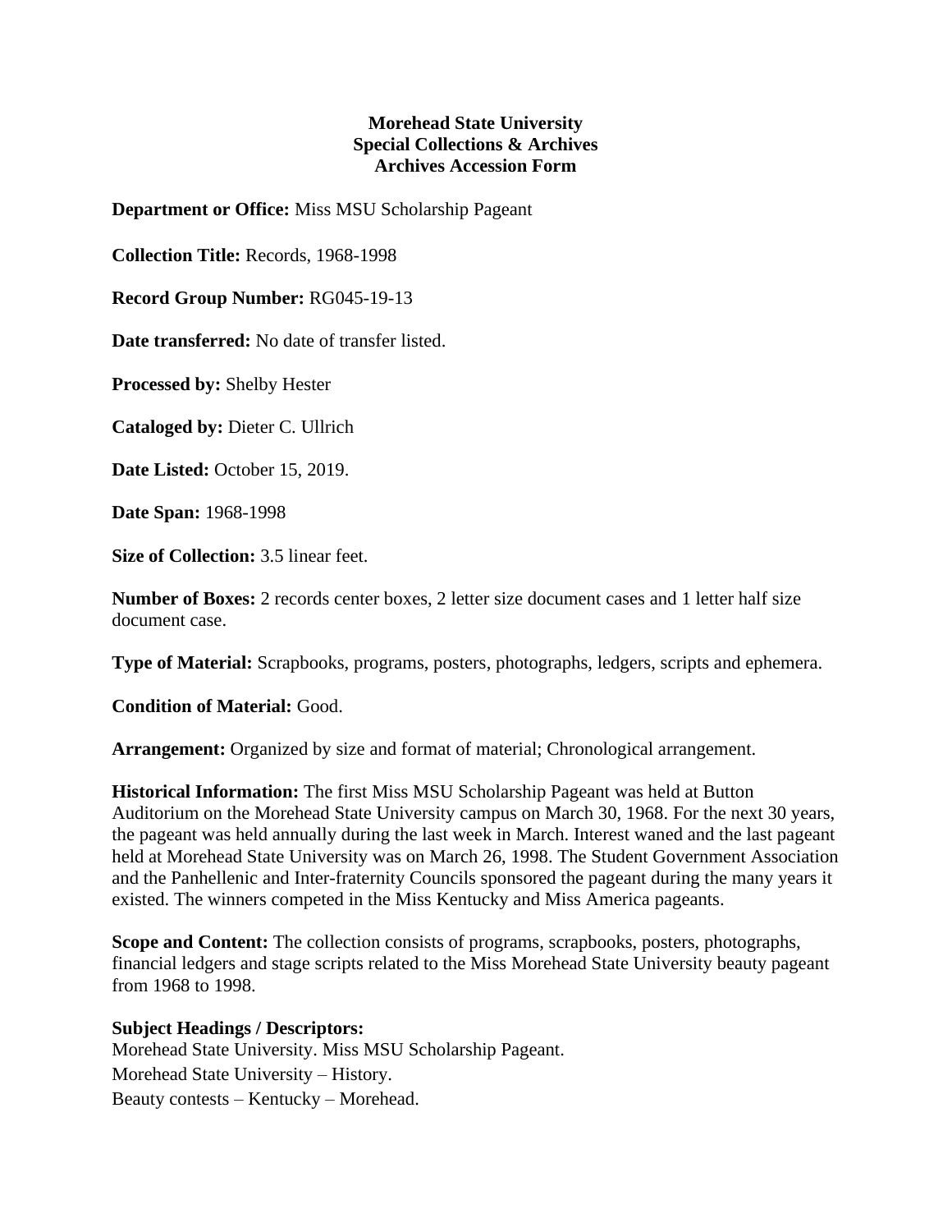**Morehead State University**
**Special Collections & Archives**
**Archives Accession Form**

**Department or Office:** Miss MSU Scholarship Pageant

**Collection Title:** Records, 1968-1998

**Record Group Number:** RG045-19-13

**Date transferred:** No date of transfer listed.

**Processed by:** Shelby Hester

**Cataloged by:** Dieter C. Ullrich

**Date Listed:** October 15, 2019.

**Date Span:** 1968-1998

**Size of Collection:** 3.5 linear feet.

**Number of Boxes:** 2 records center boxes, 2 letter size document cases and 1 letter half size document case.

**Type of Material:** Scrapbooks, programs, posters, photographs, ledgers, scripts and ephemera.

**Condition of Material:** Good.

**Arrangement:** Organized by size and format of material; Chronological arrangement.

**Historical Information:** The first Miss MSU Scholarship Pageant was held at Button Auditorium on the Morehead State University campus on March 30, 1968. For the next 30 years, the pageant was held annually during the last week in March. Interest waned and the last pageant held at Morehead State University was on March 26, 1998. The Student Government Association and the Panhellenic and Inter-fraternity Councils sponsored the pageant during the many years it existed. The winners competed in the Miss Kentucky and Miss America pageants.

**Scope and Content:** The collection consists of programs, scrapbooks, posters, photographs, financial ledgers and stage scripts related to the Miss Morehead State University beauty pageant from 1968 to 1998.

**Subject Headings / Descriptors:**
Morehead State University. Miss MSU Scholarship Pageant.
Morehead State University – History.
Beauty contests – Kentucky – Morehead.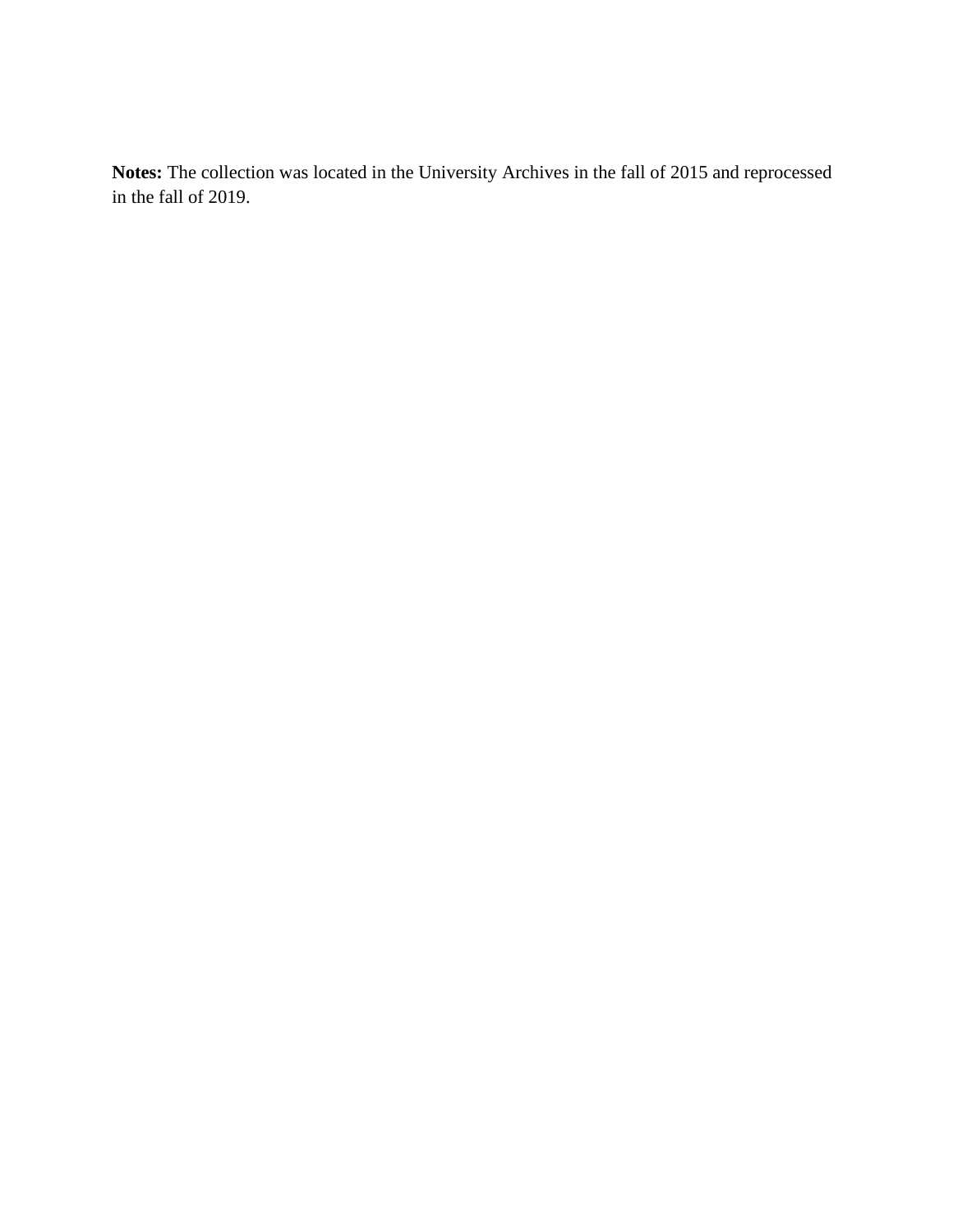**Notes:** The collection was located in the University Archives in the fall of 2015 and reprocessed in the fall of 2019.